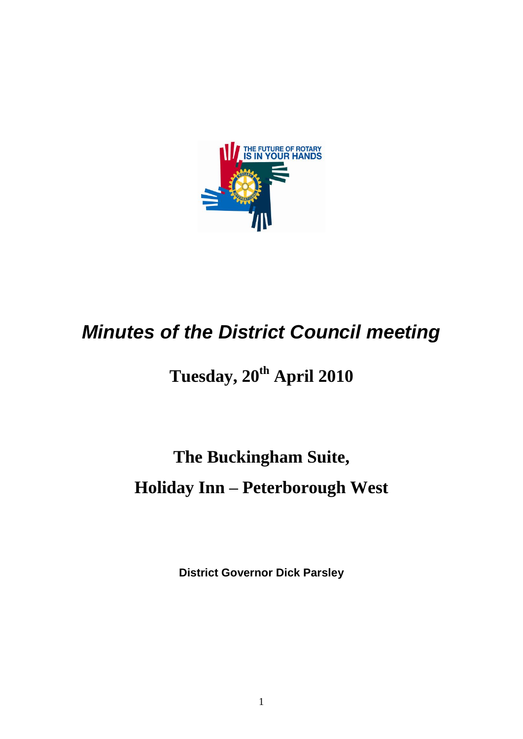THE FUTURE OF ROTARY IS IN YOUR HANDS

# *Minutes of the District Council meeting*

## Tuesday, 20th April 2010

## The Buckingham Suite, Holiday Inn – Peterborough West

**District Governor Dick Parsley**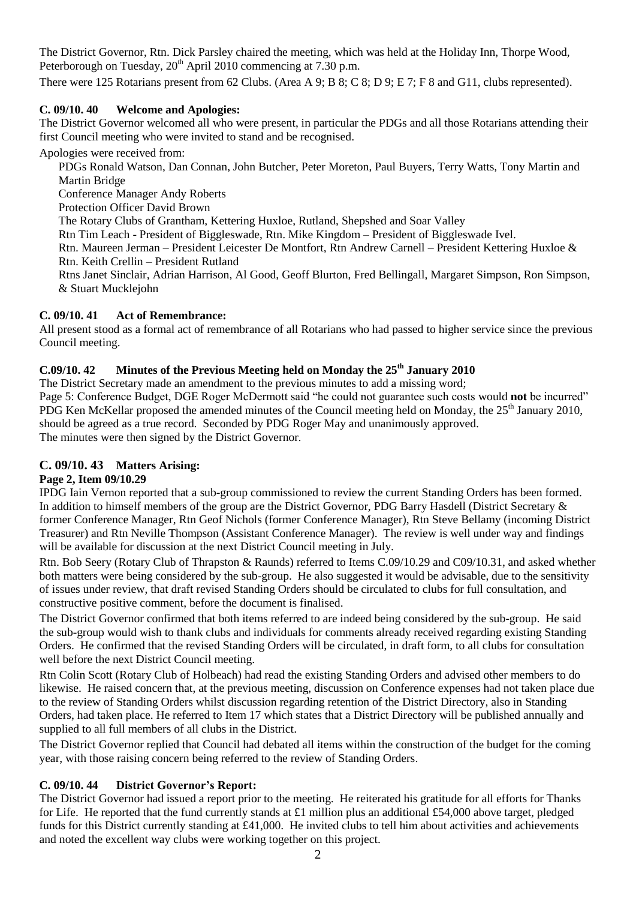The District Governor, Rtn. Dick Parsley chaired the meeting, which was held at the Holiday Inn, Thorpe Wood, Peterborough on Tuesday, 20th April 2010 commencing at 7.30 p.m.

There were 125 Rotarians present from 62 Clubs. (Area A 9; B 8; C 8; D 9; E 7; F 8 and G11, clubs represented).

### C. 09/10. 40 Welcome and Apologies:

The District Governor welcomed all who were present, in particular the PDGs and all those Rotarians attending their first Council meeting who were invited to stand and be recognised.

Apologies were received from:

PDGs Ronald Watson, Dan Connan, John Butcher, Peter Moreton, Paul Buyers, Terry Watts, Tony Martin and Martin Bridge

Conference Manager Andy Roberts

Protection Officer David Brown

The Rotary Clubs of Grantham, Kettering Huxloe, Rutland, Shepshed and Soar Valley

Rtn Tim Leach - President of Biggleswade, Rtn. Mike Kingdom – President of Biggleswade Ivel.

Rtn. Maureen Jerman – President Leicester De Montfort, Rtn Andrew Carnell – President Kettering Huxloe & Rtn. Keith Crellin – President Rutland

Rtns Janet Sinclair, Adrian Harrison, Al Good, Geoff Blurton, Fred Bellingall, Margaret Simpson, Ron Simpson, & Stuart Mucklejohn

### C. 09/10. 41 Act of Remembrance:

All present stood as a formal act of remembrance of all Rotarians who had passed to higher service since the previous Council meeting.

### C.09/10. 42 Minutes of the Previous Meeting held on Monday the 25th January 2010

The District Secretary made an amendment to the previous minutes to add a missing word;

Page 5: Conference Budget, DGE Roger McDermott said "he could not guarantee such costs would **not** be incurred"

PDG Ken McKellar proposed the amended minutes of the Council meeting held on Monday, the 25th January 2010, should be agreed as a true record. Seconded by PDG Roger May and unanimously approved.

The minutes were then signed by the District Governor.

### C. 09/10. 43 Matters Arising:

**Page 2, Item 09/10.29**

IPDG Iain Vernon reported that a sub-group commissioned to review the current Standing Orders has been formed. In addition to himself members of the group are the District Governor, PDG Barry Hasdell (District Secretary & former Conference Manager, Rtn Geof Nichols (former Conference Manager), Rtn Steve Bellamy (incoming District Treasurer) and Rtn Neville Thompson (Assistant Conference Manager). The review is well under way and findings will be available for discussion at the next District Council meeting in July.

Rtn. Bob Seery (Rotary Club of Thrapston & Raunds) referred to Items C.09/10.29 and C09/10.31, and asked whether both matters were being considered by the sub-group. He also suggested it would be advisable, due to the sensitivity of issues under review, that draft revised Standing Orders should be circulated to clubs for full consultation, and constructive positive comment, before the document is finalised.

The District Governor confirmed that both items referred to are indeed being considered by the sub-group. He said the sub-group would wish to thank clubs and individuals for comments already received regarding existing Standing Orders. He confirmed that the revised Standing Orders will be circulated, in draft form, to all clubs for consultation well before the next District Council meeting.

Rtn Colin Scott (Rotary Club of Holbeach) had read the existing Standing Orders and advised other members to do likewise. He raised concern that, at the previous meeting, discussion on Conference expenses had not taken place due to the review of Standing Orders whilst discussion regarding retention of the District Directory, also in Standing Orders, had taken place. He referred to Item 17 which states that a District Directory will be published annually and supplied to all full members of all clubs in the District.

The District Governor replied that Council had debated all items within the construction of the budget for the coming year, with those raising concern being referred to the review of Standing Orders.

### C. 09/10. 44 District Governor's Report:

The District Governor had issued a report prior to the meeting. He reiterated his gratitude for all efforts for Thanks for Life. He reported that the fund currently stands at £1 million plus an additional £54,000 above target, pledged funds for this District currently standing at £41,000. He invited clubs to tell him about activities and achievements and noted the excellent way clubs were working together on this project.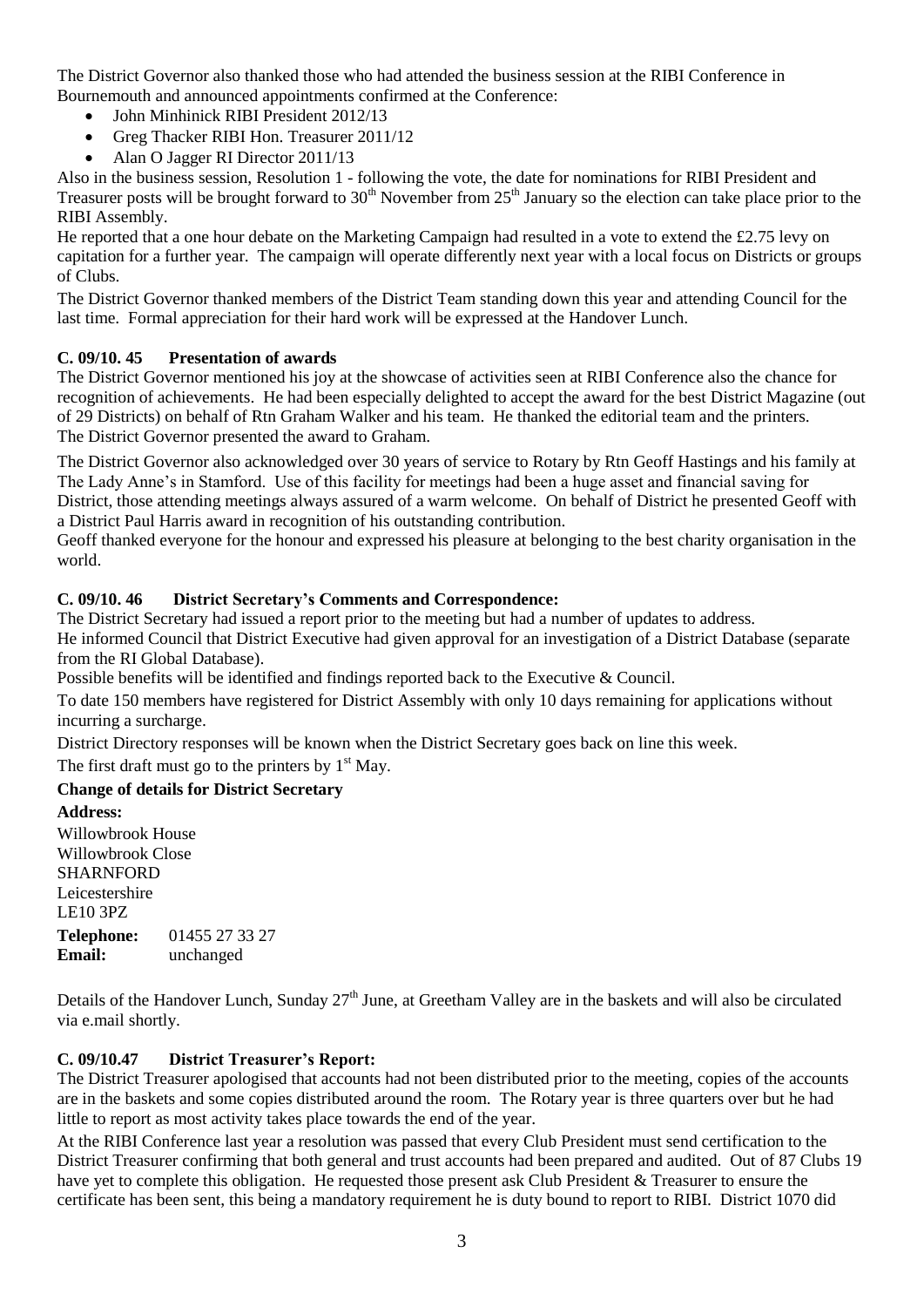The District Governor also thanked those who had attended the business session at the RIBI Conference in Bournemouth and announced appointments confirmed at the Conference:

- John Minhinick RIBI President 2012/13
- Greg Thacker RIBI Hon. Treasurer 2011/12
- Alan O Jagger RI Director 2011/13

Also in the business session, Resolution 1 - following the vote, the date for nominations for RIBI President and Treasurer posts will be brought forward to 30th November from 25th January so the election can take place prior to the RIBI Assembly.

He reported that a one hour debate on the Marketing Campaign had resulted in a vote to extend the £2.75 levy on capitation for a further year. The campaign will operate differently next year with a local focus on Districts or groups of Clubs.

The District Governor thanked members of the District Team standing down this year and attending Council for the last time. Formal appreciation for their hard work will be expressed at the Handover Lunch.

**C. 09/10. 45 Presentation of awards**

The District Governor mentioned his joy at the showcase of activities seen at RIBI Conference also the chance for recognition of achievements. He had been especially delighted to accept the award for the best District Magazine (out of 29 Districts) on behalf of Rtn Graham Walker and his team. He thanked the editorial team and the printers. The District Governor presented the award to Graham.

The District Governor also acknowledged over 30 years of service to Rotary by Rtn Geoff Hastings and his family at The Lady Anne's in Stamford. Use of this facility for meetings had been a huge asset and financial saving for District, those attending meetings always assured of a warm welcome. On behalf of District he presented Geoff with a District Paul Harris award in recognition of his outstanding contribution.

Geoff thanked everyone for the honour and expressed his pleasure at belonging to the best charity organisation in the world.

**C. 09/10. 46 District Secretary's Comments and Correspondence:**

The District Secretary had issued a report prior to the meeting but had a number of updates to address.

He informed Council that District Executive had given approval for an investigation of a District Database (separate from the RI Global Database).

Possible benefits will be identified and findings reported back to the Executive & Council.

To date 150 members have registered for District Assembly with only 10 days remaining for applications without incurring a surcharge.

District Directory responses will be known when the District Secretary goes back on line this week.

The first draft must go to the printers by 1st May.

**Change of details for District Secretary**

**Address:**

Willowbrook House
Willowbrook Close
SHARNFORD
Leicestershire
LE10 3PZ

**Telephone:** 01455 27 33 27
**Email:** unchanged

Details of the Handover Lunch, Sunday 27th June, at Greetham Valley are in the baskets and will also be circulated via e.mail shortly.

**C. 09/10.47 District Treasurer's Report:**

The District Treasurer apologised that accounts had not been distributed prior to the meeting, copies of the accounts are in the baskets and some copies distributed around the room. The Rotary year is three quarters over but he had little to report as most activity takes place towards the end of the year.

At the RIBI Conference last year a resolution was passed that every Club President must send certification to the District Treasurer confirming that both general and trust accounts had been prepared and audited. Out of 87 Clubs 19 have yet to complete this obligation. He requested those present ask Club President & Treasurer to ensure the certificate has been sent, this being a mandatory requirement he is duty bound to report to RIBI. District 1070 did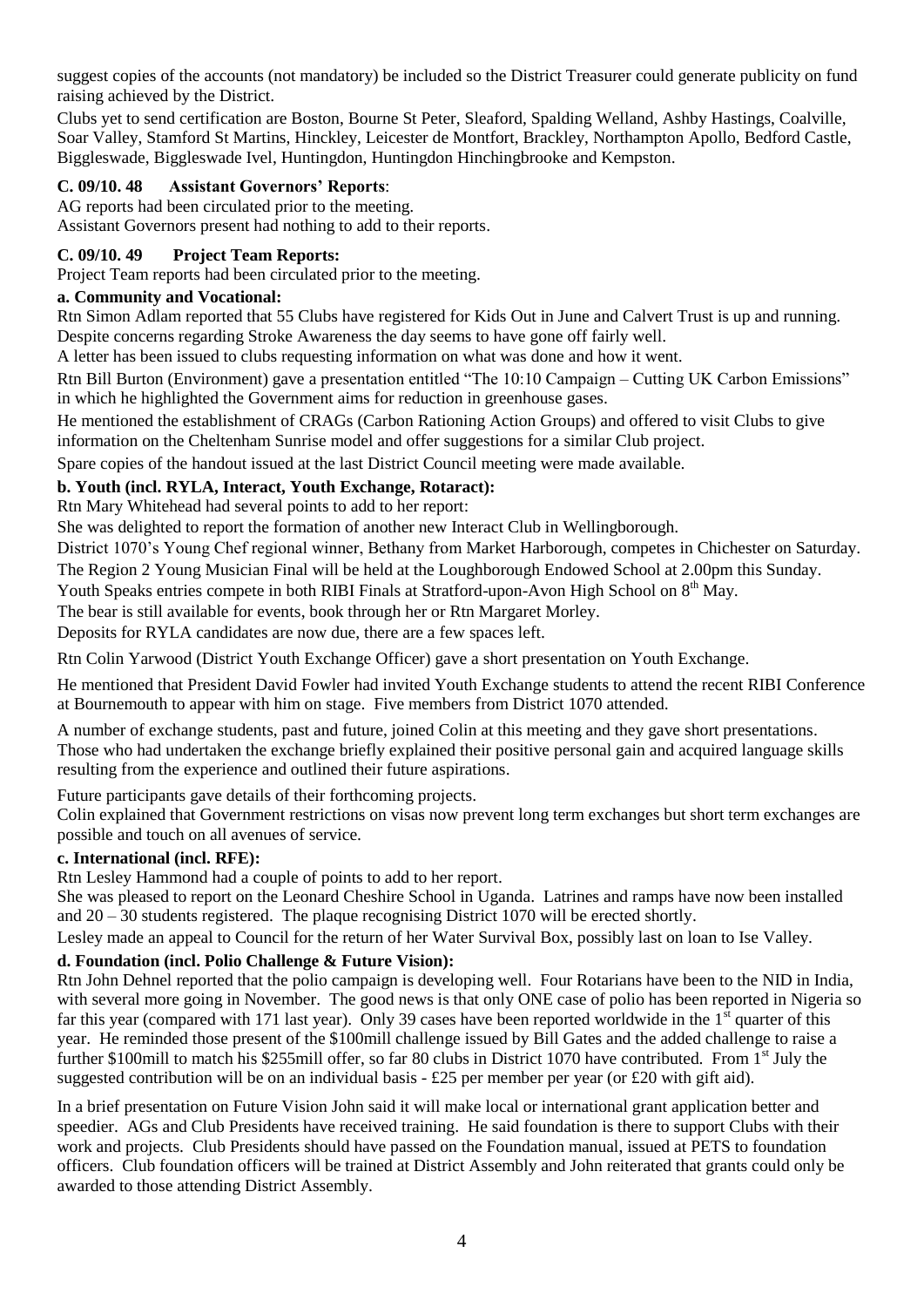suggest copies of the accounts (not mandatory) be included so the District Treasurer could generate publicity on fund raising achieved by the District.

Clubs yet to send certification are Boston, Bourne St Peter, Sleaford, Spalding Welland, Ashby Hastings, Coalville, Soar Valley, Stamford St Martins, Hinckley, Leicester de Montfort, Brackley, Northampton Apollo, Bedford Castle, Biggleswade, Biggleswade Ivel, Huntingdon, Huntingdon Hinchingbrooke and Kempston.

**C. 09/10. 48 Assistant Governors' Reports**:

AG reports had been circulated prior to the meeting.

Assistant Governors present had nothing to add to their reports.

**C. 09/10. 49 Project Team Reports:**

Project Team reports had been circulated prior to the meeting.

**a. Community and Vocational:**

Rtn Simon Adlam reported that 55 Clubs have registered for Kids Out in June and Calvert Trust is up and running. Despite concerns regarding Stroke Awareness the day seems to have gone off fairly well.

A letter has been issued to clubs requesting information on what was done and how it went.

Rtn Bill Burton (Environment) gave a presentation entitled "The 10:10 Campaign – Cutting UK Carbon Emissions" in which he highlighted the Government aims for reduction in greenhouse gases.

He mentioned the establishment of CRAGs (Carbon Rationing Action Groups) and offered to visit Clubs to give information on the Cheltenham Sunrise model and offer suggestions for a similar Club project.

Spare copies of the handout issued at the last District Council meeting were made available.

**b. Youth (incl. RYLA, Interact, Youth Exchange, Rotaract):**

Rtn Mary Whitehead had several points to add to her report:

She was delighted to report the formation of another new Interact Club in Wellingborough.

District 1070's Young Chef regional winner, Bethany from Market Harborough, competes in Chichester on Saturday.

The Region 2 Young Musician Final will be held at the Loughborough Endowed School at 2.00pm this Sunday.

Youth Speaks entries compete in both RIBI Finals at Stratford-upon-Avon High School on 8th May.

The bear is still available for events, book through her or Rtn Margaret Morley.

Deposits for RYLA candidates are now due, there are a few spaces left.

Rtn Colin Yarwood (District Youth Exchange Officer) gave a short presentation on Youth Exchange.

He mentioned that President David Fowler had invited Youth Exchange students to attend the recent RIBI Conference at Bournemouth to appear with him on stage. Five members from District 1070 attended.

A number of exchange students, past and future, joined Colin at this meeting and they gave short presentations. Those who had undertaken the exchange briefly explained their positive personal gain and acquired language skills resulting from the experience and outlined their future aspirations.

Future participants gave details of their forthcoming projects.

Colin explained that Government restrictions on visas now prevent long term exchanges but short term exchanges are possible and touch on all avenues of service.

**c. International (incl. RFE):**

Rtn Lesley Hammond had a couple of points to add to her report.

She was pleased to report on the Leonard Cheshire School in Uganda. Latrines and ramps have now been installed and 20 – 30 students registered. The plaque recognising District 1070 will be erected shortly.

Lesley made an appeal to Council for the return of her Water Survival Box, possibly last on loan to Ise Valley.

**d. Foundation (incl. Polio Challenge & Future Vision):**

Rtn John Dehnel reported that the polio campaign is developing well. Four Rotarians have been to the NID in India, with several more going in November. The good news is that only ONE case of polio has been reported in Nigeria so far this year (compared with 171 last year). Only 39 cases have been reported worldwide in the 1st quarter of this year. He reminded those present of the \$100mill challenge issued by Bill Gates and the added challenge to raise a further \$100mill to match his \$255mill offer, so far 80 clubs in District 1070 have contributed. From 1st July the suggested contribution will be on an individual basis - £25 per member per year (or £20 with gift aid).

In a brief presentation on Future Vision John said it will make local or international grant application better and speedier. AGs and Club Presidents have received training. He said foundation is there to support Clubs with their work and projects. Club Presidents should have passed on the Foundation manual, issued at PETS to foundation officers. Club foundation officers will be trained at District Assembly and John reiterated that grants could only be awarded to those attending District Assembly.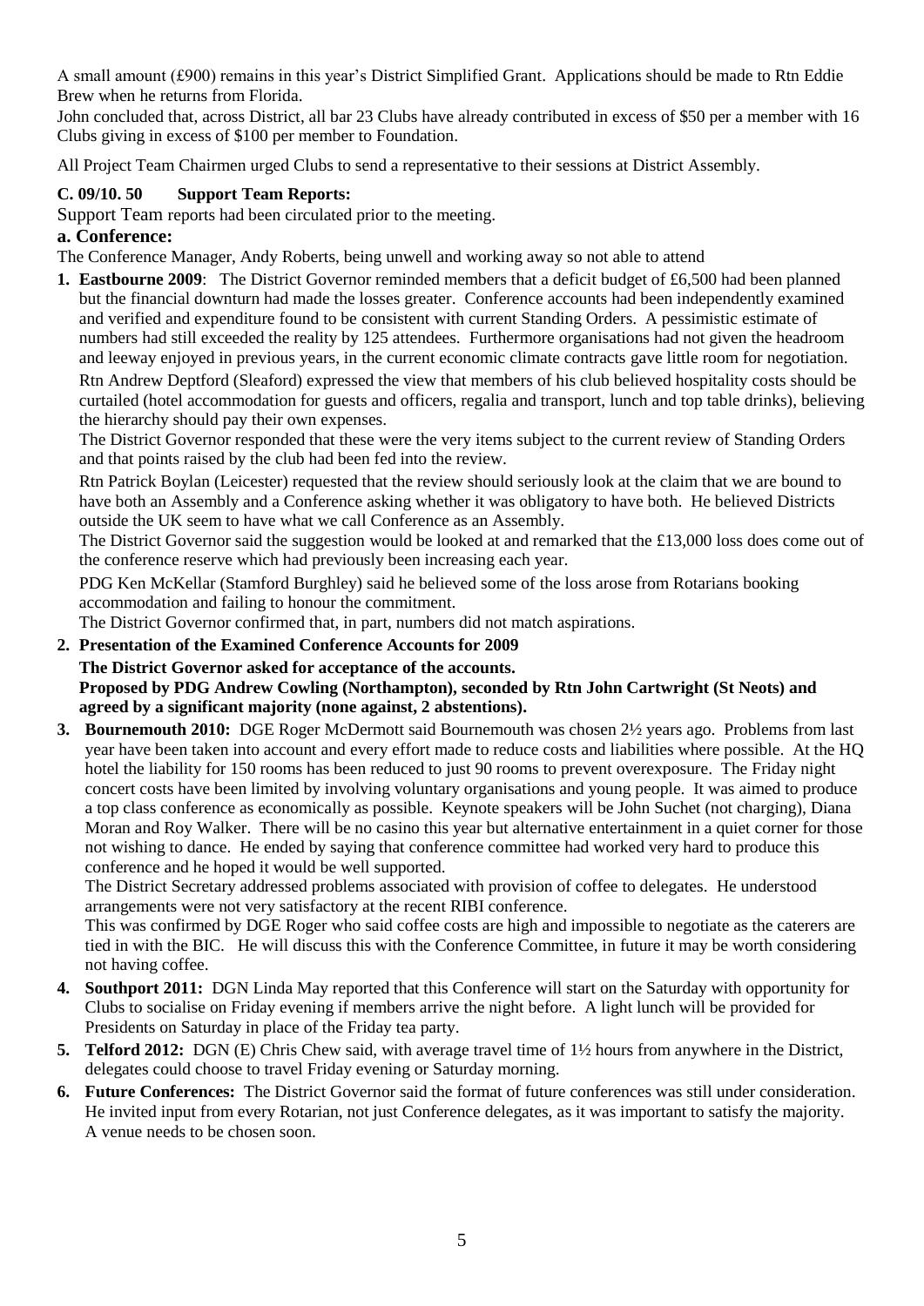A small amount (£900) remains in this year's District Simplified Grant. Applications should be made to Rtn Eddie Brew when he returns from Florida.

John concluded that, across District, all bar 23 Clubs have already contributed in excess of $50 per a member with 16 Clubs giving in excess of $100 per member to Foundation.

All Project Team Chairmen urged Clubs to send a representative to their sessions at District Assembly.

### C. 09/10. 50 Support Team Reports:

Support Team reports had been circulated prior to the meeting.

### a. Conference:

The Conference Manager, Andy Roberts, being unwell and working away so not able to attend

1. **Eastbourne 2009**: The District Governor reminded members that a deficit budget of £6,500 had been planned but the financial downturn had made the losses greater. Conference accounts had been independently examined and verified and expenditure found to be consistent with current Standing Orders. A pessimistic estimate of numbers had still exceeded the reality by 125 attendees. Furthermore organisations had not given the headroom and leeway enjoyed in previous years, in the current economic climate contracts gave little room for negotiation.

   Rtn Andrew Deptford (Sleaford) expressed the view that members of his club believed hospitality costs should be curtailed (hotel accommodation for guests and officers, regalia and transport, lunch and top table drinks), believing the hierarchy should pay their own expenses.

   The District Governor responded that these were the very items subject to the current review of Standing Orders and that points raised by the club had been fed into the review.

   Rtn Patrick Boylan (Leicester) requested that the review should seriously look at the claim that we are bound to have both an Assembly and a Conference asking whether it was obligatory to have both. He believed Districts outside the UK seem to have what we call Conference as an Assembly.

   The District Governor said the suggestion would be looked at and remarked that the £13,000 loss does come out of the conference reserve which had previously been increasing each year.

   PDG Ken McKellar (Stamford Burghley) said he believed some of the loss arose from Rotarians booking accommodation and failing to honour the commitment.

   The District Governor confirmed that, in part, numbers did not match aspirations.

2. **Presentation of the Examined Conference Accounts for 2009**

   **The District Governor asked for acceptance of the accounts.**
   **Proposed by PDG Andrew Cowling (Northampton), seconded by Rtn John Cartwright (St Neots) and agreed by a significant majority (none against, 2 abstentions).**

3. **Bournemouth 2010:** DGE Roger McDermott said Bournemouth was chosen 2½ years ago. Problems from last year have been taken into account and every effort made to reduce costs and liabilities where possible. At the HQ hotel the liability for 150 rooms has been reduced to just 90 rooms to prevent overexposure. The Friday night concert costs have been limited by involving voluntary organisations and young people. It was aimed to produce a top class conference as economically as possible. Keynote speakers will be John Suchet (not charging), Diana Moran and Roy Walker. There will be no casino this year but alternative entertainment in a quiet corner for those not wishing to dance. He ended by saying that conference committee had worked very hard to produce this conference and he hoped it would be well supported.

   The District Secretary addressed problems associated with provision of coffee to delegates. He understood arrangements were not very satisfactory at the recent RIBI conference.

   This was confirmed by DGE Roger who said coffee costs are high and impossible to negotiate as the caterers are tied in with the BIC. He will discuss this with the Conference Committee, in future it may be worth considering not having coffee.

4. **Southport 2011:** DGN Linda May reported that this Conference will start on the Saturday with opportunity for Clubs to socialise on Friday evening if members arrive the night before. A light lunch will be provided for Presidents on Saturday in place of the Friday tea party.

5. **Telford 2012:** DGN (E) Chris Chew said, with average travel time of 1½ hours from anywhere in the District, delegates could choose to travel Friday evening or Saturday morning.

6. **Future Conferences:** The District Governor said the format of future conferences was still under consideration. He invited input from every Rotarian, not just Conference delegates, as it was important to satisfy the majority. A venue needs to be chosen soon.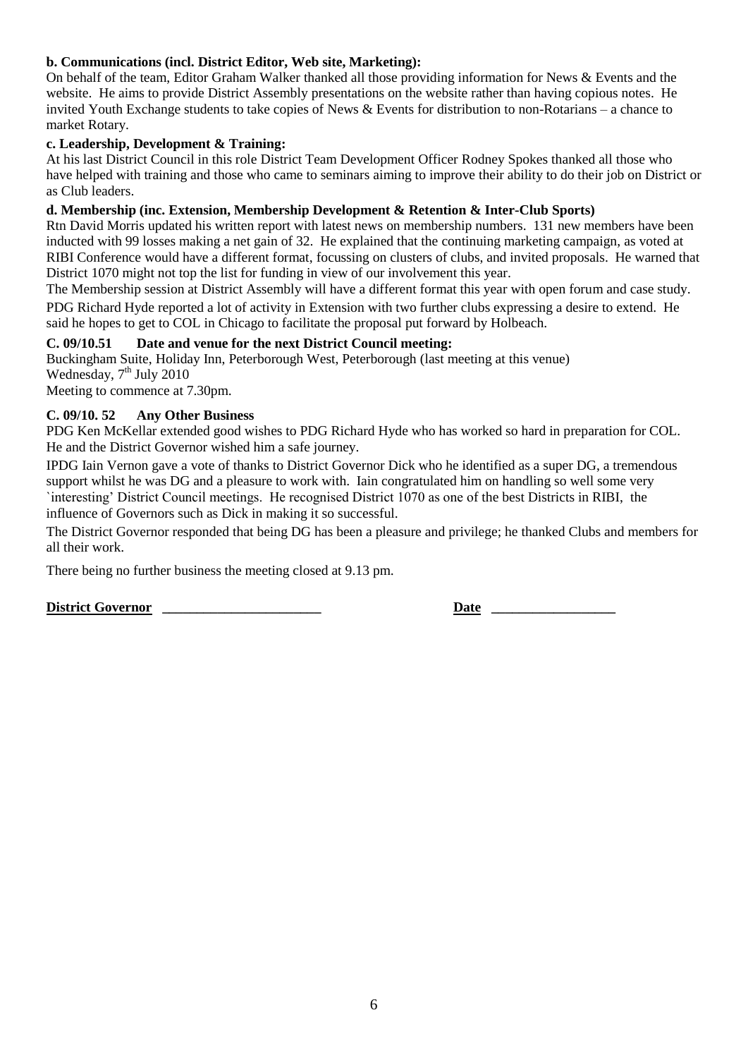**b. Communications (incl. District Editor, Web site, Marketing):**

On behalf of the team, Editor Graham Walker thanked all those providing information for News & Events and the website. He aims to provide District Assembly presentations on the website rather than having copious notes. He invited Youth Exchange students to take copies of News & Events for distribution to non-Rotarians – a chance to market Rotary.

**c. Leadership, Development & Training:**

At his last District Council in this role District Team Development Officer Rodney Spokes thanked all those who have helped with training and those who came to seminars aiming to improve their ability to do their job on District or as Club leaders.

**d. Membership (inc. Extension, Membership Development & Retention & Inter-Club Sports)**

Rtn David Morris updated his written report with latest news on membership numbers. 131 new members have been inducted with 99 losses making a net gain of 32. He explained that the continuing marketing campaign, as voted at RIBI Conference would have a different format, focussing on clusters of clubs, and invited proposals. He warned that District 1070 might not top the list for funding in view of our involvement this year.

The Membership session at District Assembly will have a different format this year with open forum and case study.

PDG Richard Hyde reported a lot of activity in Extension with two further clubs expressing a desire to extend. He said he hopes to get to COL in Chicago to facilitate the proposal put forward by Holbeach.

**C. 09/10.51 Date and venue for the next District Council meeting:**

Buckingham Suite, Holiday Inn, Peterborough West, Peterborough (last meeting at this venue)
Wednesday, 7th July 2010
Meeting to commence at 7.30pm.

**C. 09/10. 52 Any Other Business**

PDG Ken McKellar extended good wishes to PDG Richard Hyde who has worked so hard in preparation for COL. He and the District Governor wished him a safe journey.

IPDG Iain Vernon gave a vote of thanks to District Governor Dick who he identified as a super DG, a tremendous support whilst he was DG and a pleasure to work with. Iain congratulated him on handling so well some very `interesting' District Council meetings. He recognised District 1070 as one of the best Districts in RIBI, the influence of Governors such as Dick in making it so successful.

The District Governor responded that being DG has been a pleasure and privilege; he thanked Clubs and members for all their work.

There being no further business the meeting closed at 9.13 pm.

**District Governor** _______________________ **Date** __________________